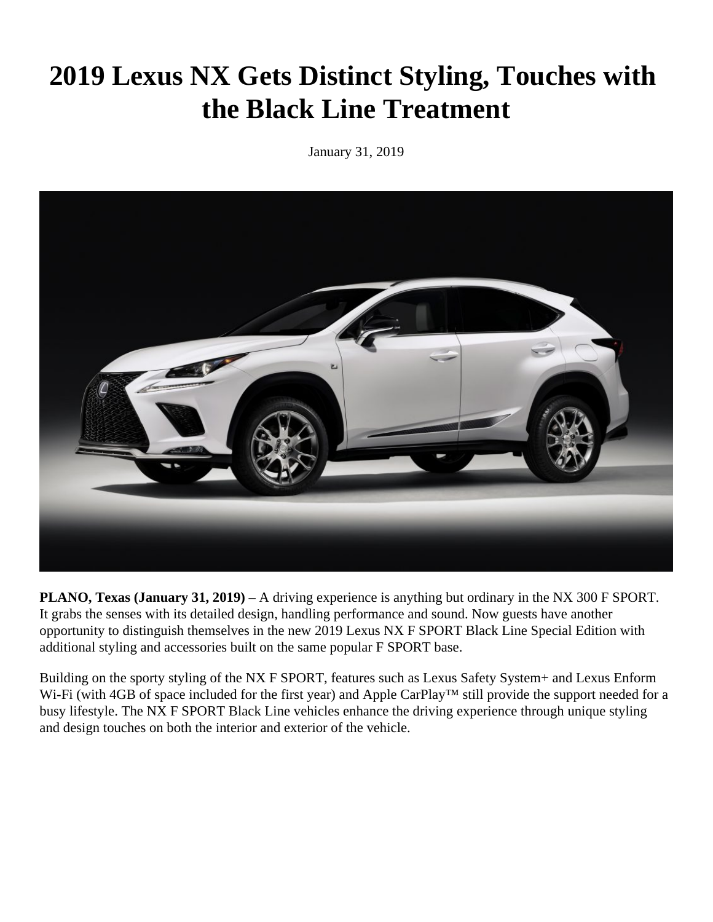# 2019 Lexus NX Gets Distinct Styling, Touches with the Black Line Treatment

January 31, 2019

**PLANO, Texas (January 31, 2019)** – A driving experience is anything but ordinary in the NX 300 F SPORT. It grabs the senses with its detailed design, handling performance and sound. Now guests have another opportunity to distinguish themselves in the new 2019 Lexus NX F SPORT Black Line Special Edition with additional styling and accessories built on the same popular F SPORT base.

Building on the sporty styling of the NX F SPORT, features such as Lexus Safety System+ and Lexus Enform Wi-Fi (with 4GB of space included for the first year) and Apple CarPlay™ still provide the support needed for a busy lifestyle. The NX F SPORT Black Line vehicles enhance the driving experience through unique styling and design touches on both the interior and exterior of the vehicle.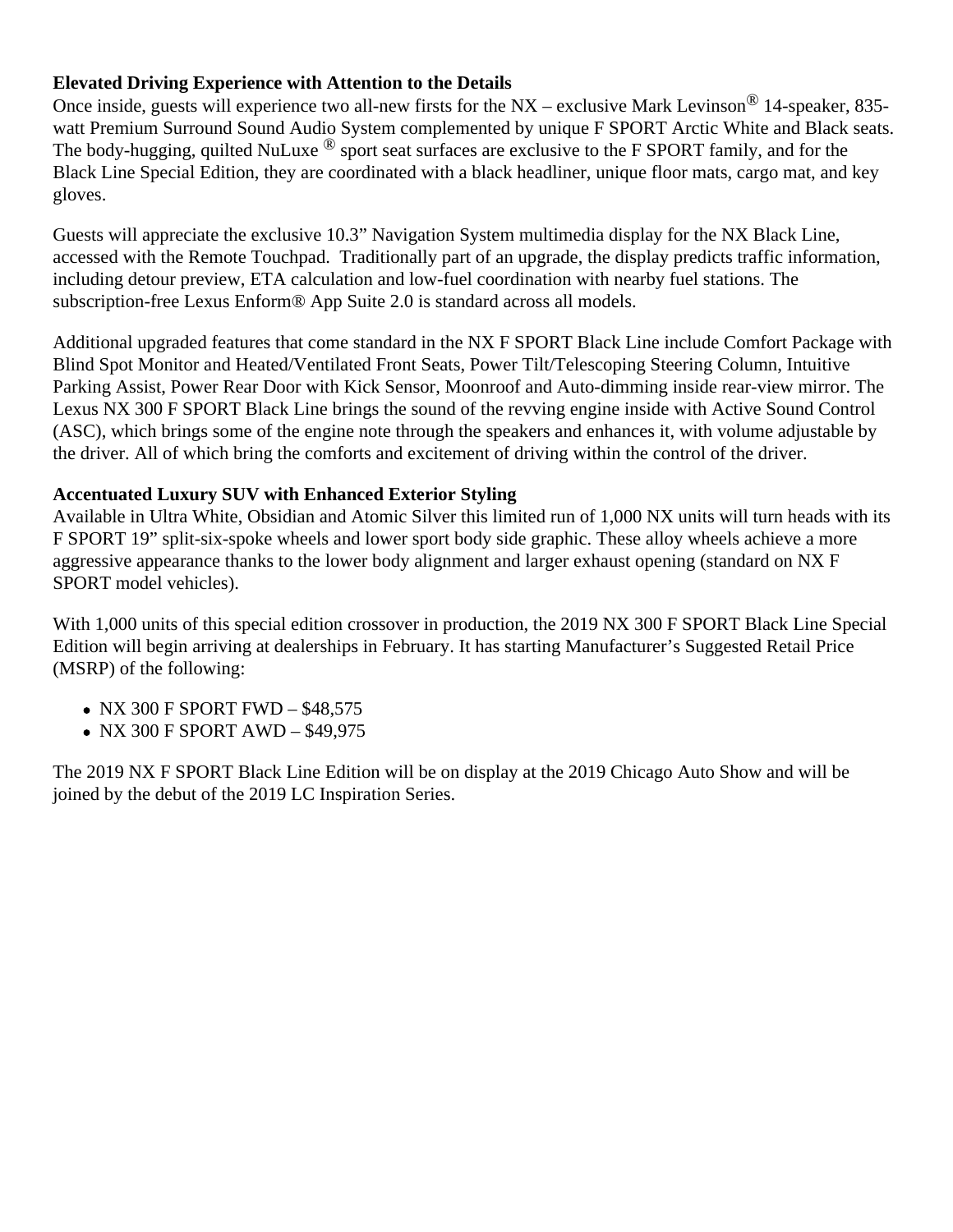**Elevated Driving Experience with Attention to the Details**

Once inside, guests will experience two all-new firsts for the NX – exclusive Mark Levinson® 14-speaker, 835-watt Premium Surround Sound Audio System complemented by unique F SPORT Arctic White and Black seats. The body-hugging, quilted NuLuxe ® sport seat surfaces are exclusive to the F SPORT family, and for the Black Line Special Edition, they are coordinated with a black headliner, unique floor mats, cargo mat, and key gloves.

Guests will appreciate the exclusive 10.3" Navigation System multimedia display for the NX Black Line, accessed with the Remote Touchpad. Traditionally part of an upgrade, the display predicts traffic information, including detour preview, ETA calculation and low-fuel coordination with nearby fuel stations. The subscription-free Lexus Enform® App Suite 2.0 is standard across all models.

Additional upgraded features that come standard in the NX F SPORT Black Line include Comfort Package with Blind Spot Monitor and Heated/Ventilated Front Seats, Power Tilt/Telescoping Steering Column, Intuitive Parking Assist, Power Rear Door with Kick Sensor, Moonroof and Auto-dimming inside rear-view mirror. The Lexus NX 300 F SPORT Black Line brings the sound of the revving engine inside with Active Sound Control (ASC), which brings some of the engine note through the speakers and enhances it, with volume adjustable by the driver. All of which bring the comforts and excitement of driving within the control of the driver.

**Accentuated Luxury SUV with Enhanced Exterior Styling**

Available in Ultra White, Obsidian and Atomic Silver this limited run of 1,000 NX units will turn heads with its F SPORT 19" split-six-spoke wheels and lower sport body side graphic. These alloy wheels achieve a more aggressive appearance thanks to the lower body alignment and larger exhaust opening (standard on NX F SPORT model vehicles).

With 1,000 units of this special edition crossover in production, the 2019 NX 300 F SPORT Black Line Special Edition will begin arriving at dealerships in February. It has starting Manufacturer's Suggested Retail Price (MSRP) of the following:

- NX 300 F SPORT FWD – $48,575
- NX 300 F SPORT AWD – $49,975

The 2019 NX F SPORT Black Line Edition will be on display at the 2019 Chicago Auto Show and will be joined by the debut of the 2019 LC Inspiration Series.